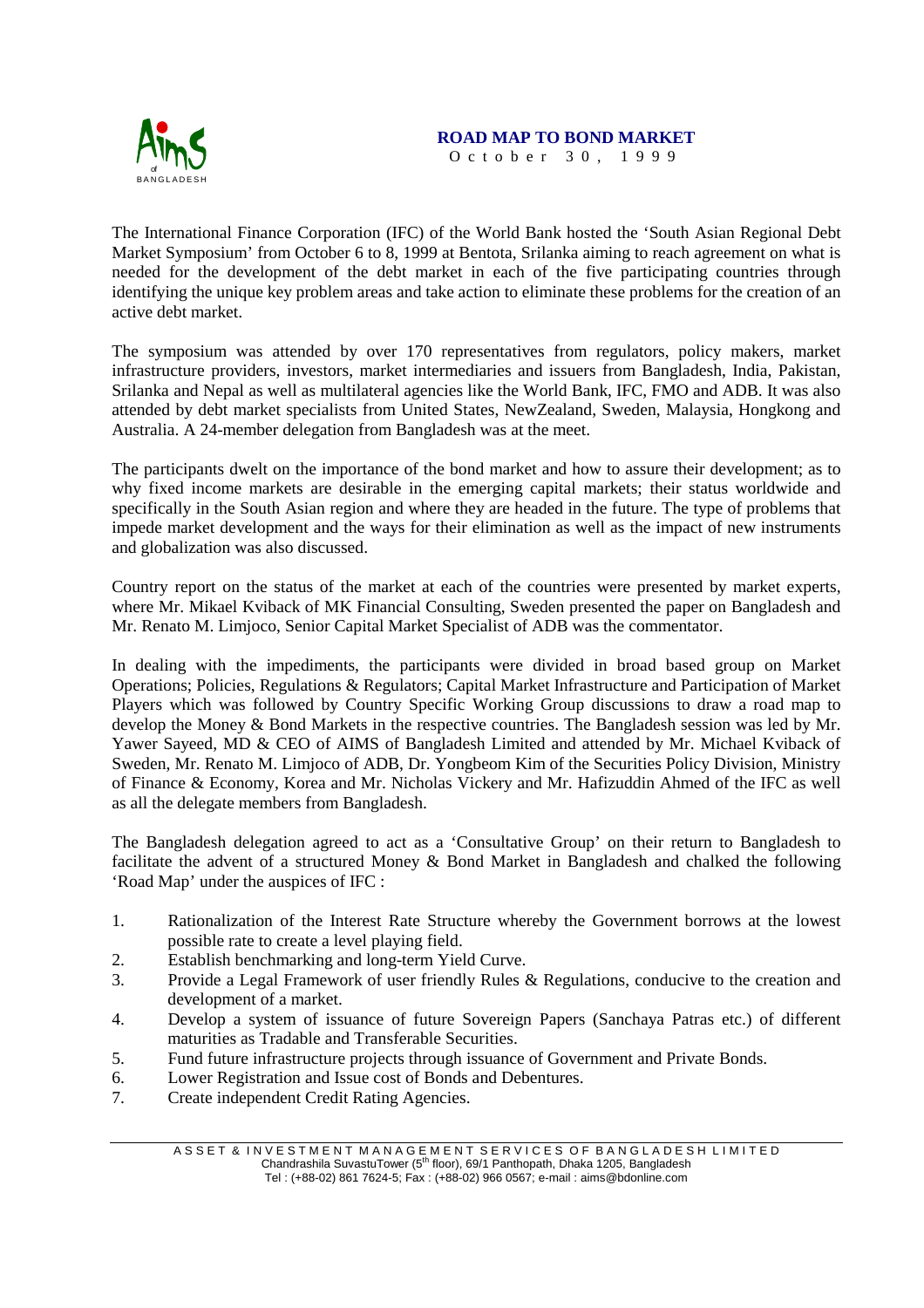# ROAD MAP TO BOND MARKET

October 30, 1999

The International Finance Corporation (IFC) of the World Bank hosted the 'South Asian Regional Debt Market Symposium' from October 6 to 8, 1999 at Bentota, Srilanka aiming to reach agreement on what is needed for the development of the debt market in each of the five participating countries through identifying the unique key problem areas and take action to eliminate these problems for the creation of an active debt market.

The symposium was attended by over 170 representatives from regulators, policy makers, market infrastructure providers, investors, market intermediaries and issuers from Bangladesh, India, Pakistan, Srilanka and Nepal as well as multilateral agencies like the World Bank, IFC, FMO and ADB. It was also attended by debt market specialists from United States, NewZealand, Sweden, Malaysia, Hongkong and Australia. A 24-member delegation from Bangladesh was at the meet.

The participants dwelt on the importance of the bond market and how to assure their development; as to why fixed income markets are desirable in the emerging capital markets; their status worldwide and specifically in the South Asian region and where they are headed in the future. The type of problems that impede market development and the ways for their elimination as well as the impact of new instruments and globalization was also discussed.

Country report on the status of the market at each of the countries were presented by market experts, where Mr. Mikael Kviback of MK Financial Consulting, Sweden presented the paper on Bangladesh and Mr. Renato M. Limjoco, Senior Capital Market Specialist of ADB was the commentator.

In dealing with the impediments, the participants were divided in broad based group on Market Operations; Policies, Regulations & Regulators; Capital Market Infrastructure and Participation of Market Players which was followed by Country Specific Working Group discussions to draw a road map to develop the Money & Bond Markets in the respective countries. The Bangladesh session was led by Mr. Yawer Sayeed, MD & CEO of AIMS of Bangladesh Limited and attended by Mr. Michael Kviback of Sweden, Mr. Renato M. Limjoco of ADB, Dr. Yongbeom Kim of the Securities Policy Division, Ministry of Finance & Economy, Korea and Mr. Nicholas Vickery and Mr. Hafizuddin Ahmed of the IFC as well as all the delegate members from Bangladesh.

The Bangladesh delegation agreed to act as a 'Consultative Group' on their return to Bangladesh to facilitate the advent of a structured Money & Bond Market in Bangladesh and chalked the following 'Road Map' under the auspices of IFC :

1. Rationalization of the Interest Rate Structure whereby the Government borrows at the lowest possible rate to create a level playing field.
2. Establish benchmarking and long-term Yield Curve.
3. Provide a Legal Framework of user friendly Rules & Regulations, conducive to the creation and development of a market.
4. Develop a system of issuance of future Sovereign Papers (Sanchaya Patras etc.) of different maturities as Tradable and Transferable Securities.
5. Fund future infrastructure projects through issuance of Government and Private Bonds.
6. Lower Registration and Issue cost of Bonds and Debentures.
7. Create independent Credit Rating Agencies.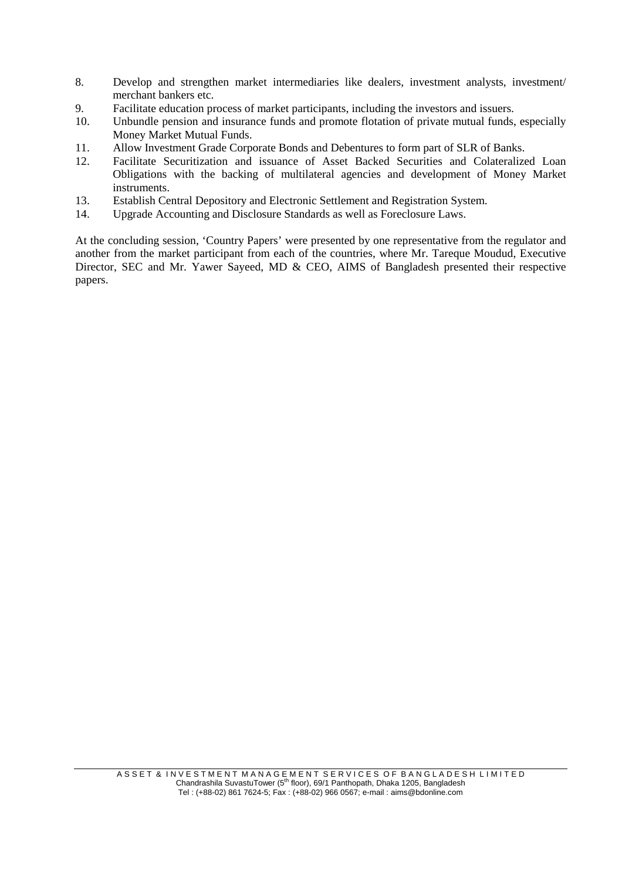8. Develop and strengthen market intermediaries like dealers, investment analysts, investment/ merchant bankers etc.
9. Facilitate education process of market participants, including the investors and issuers.
10. Unbundle pension and insurance funds and promote flotation of private mutual funds, especially Money Market Mutual Funds.
11. Allow Investment Grade Corporate Bonds and Debentures to form part of SLR of Banks.
12. Facilitate Securitization and issuance of Asset Backed Securities and Colateralized Loan Obligations with the backing of multilateral agencies and development of Money Market instruments.
13. Establish Central Depository and Electronic Settlement and Registration System.
14. Upgrade Accounting and Disclosure Standards as well as Foreclosure Laws.

At the concluding session, 'Country Papers' were presented by one representative from the regulator and another from the market participant from each of the countries, where Mr. Tareque Moudud, Executive Director, SEC and Mr. Yawer Sayeed, MD & CEO, AIMS of Bangladesh presented their respective papers.